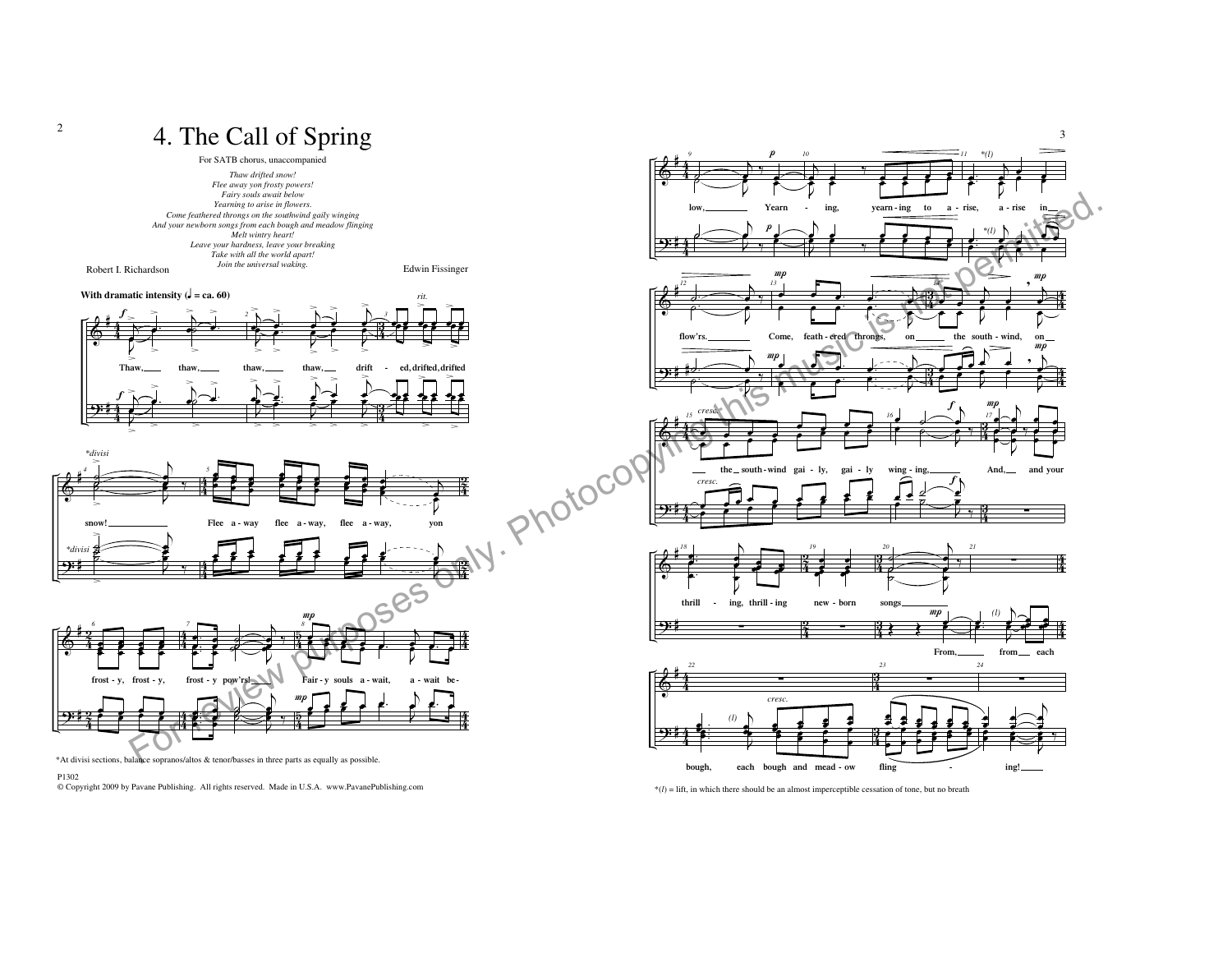# 4. The Call of Spring

For SATB chorus, unaccompanied

*Thaw drifted snow!*
*Flee away yon frosty powers!*
*Fairy souls await below*
*Yearning to arise in flowers.*
*Come feathered throngs on the southwind gaily winging*
*And your newborn songs from each bough and meadow flinging*
*Melt wintry heart!*
*Leave your hardness, leave your breaking*
*Take with all the world apart!*
*Join the universal waking.*

Robert I. Richardson

Edwin Fissinger

With dramatic intensity (♩ = ca. 60)

f

Thaw, thaw, thaw, thaw, drift - ed, drifted, drifted

*divisi

snow! Flee a - way flee a - way, flee a - way, yon

frost - y, frost - y, frost - y pow'rs! Fair - y souls a - wait, a - wait be -

low, Yearn - ing, yearn - ing to a - rise, a - rise in

flow'rs. Come, feath - ered throngs, on the south - wind, on

the south - wind gai - ly, gai - ly wing - ing, And, and your

thrill - ing, thrill - ing new - born songs

From, from each

bough, each bough and mead - ow fling - ing!

*At divisi sections, balance sopranos/altos & tenor/basses in three parts as equally as possible.

*(*l*) = lift, in which there should be an almost imperceptible cessation of tone, but no breath

P1302

© Copyright 2009 by Pavane Publishing. All rights reserved. Made in U.S.A. www.PavanePublishing.com

For review purposes only. Photocopying this music is not permitted.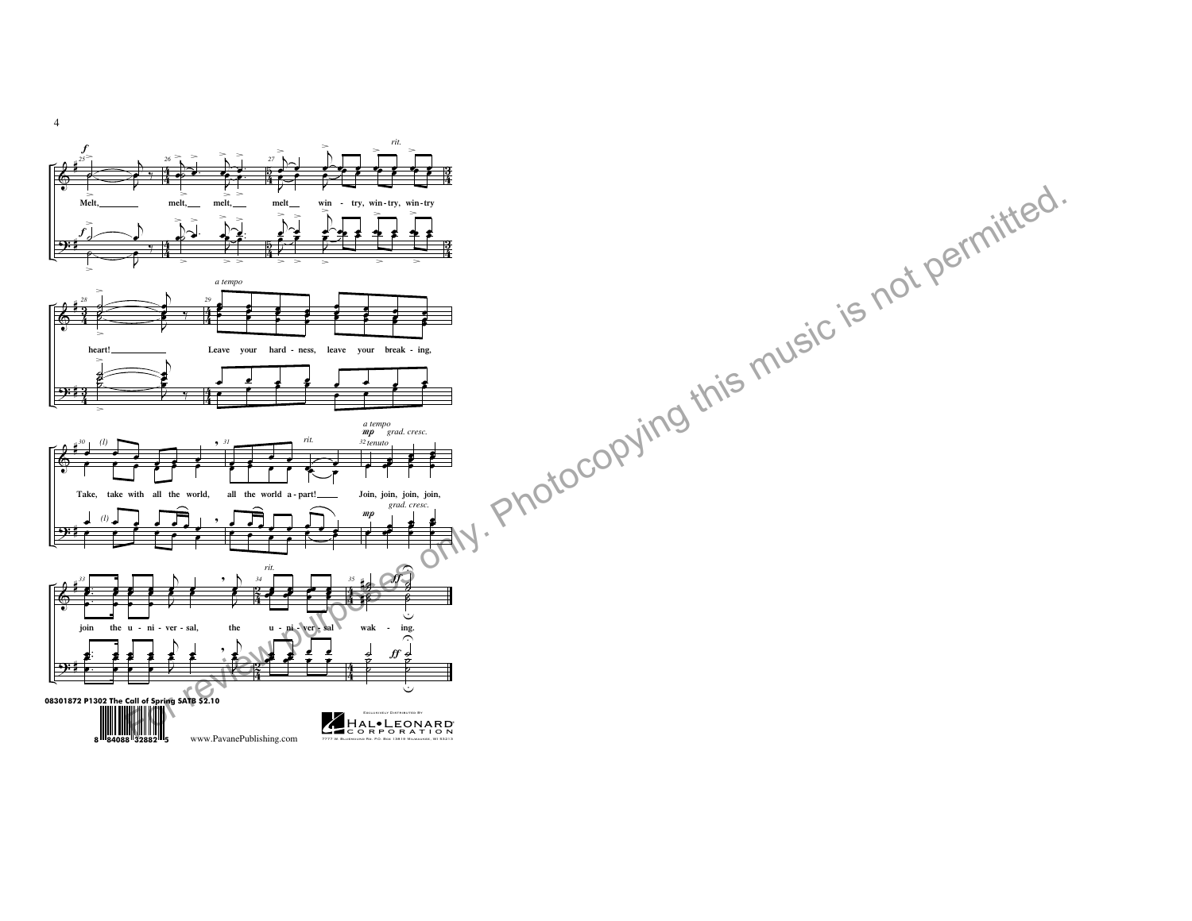08301872 P1302 The Call of Spring SATB $2.10

www.PavanePublishing.com

Exclusively Distributed By HAL•LEONARD CORPORATION 7777 W. Bluemound Rd. P.O. Box 13819 Milwaukee, WI 53213